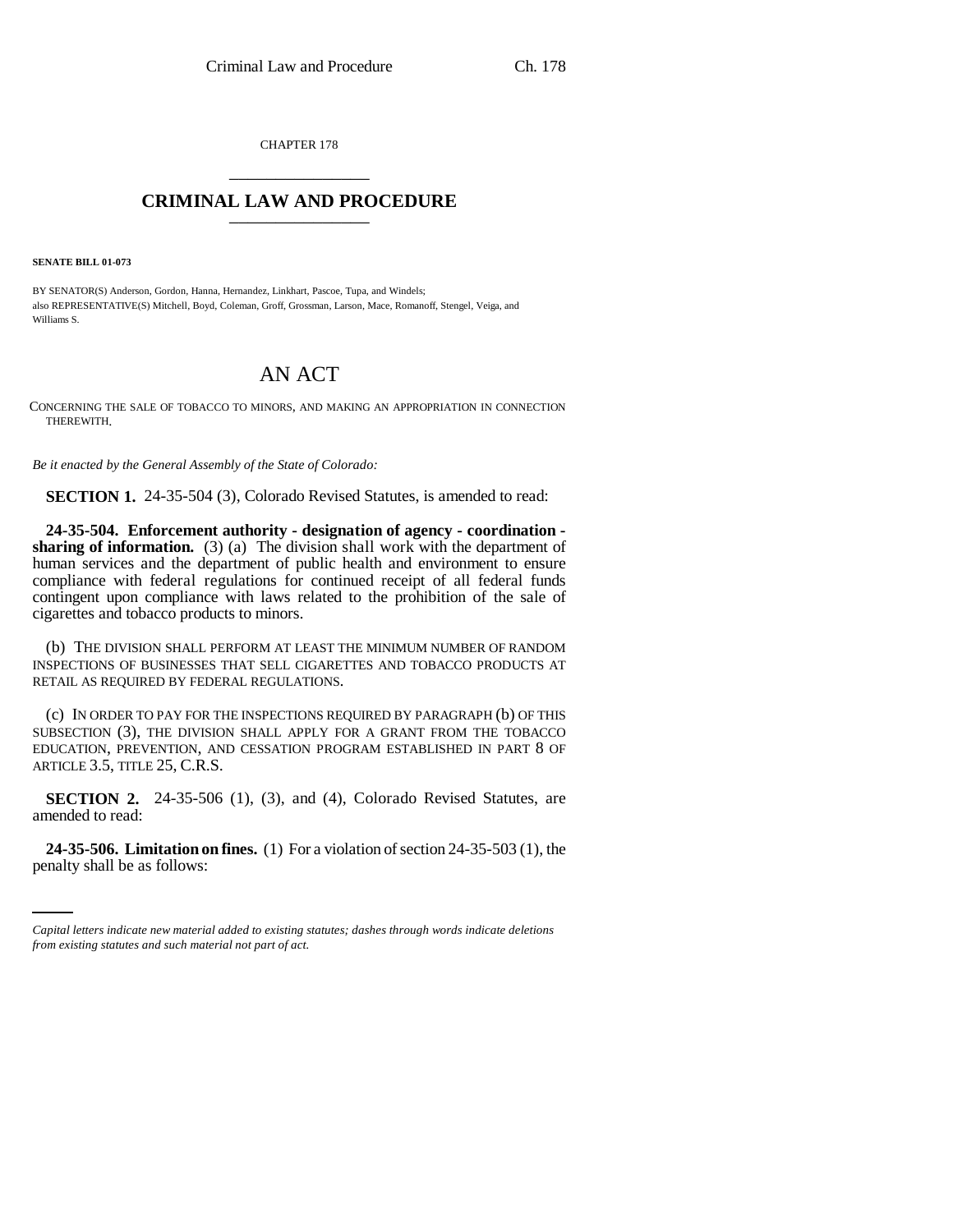CHAPTER 178

# CRIMINAL LAW AND PROCEDURE

**SENATE BILL 01-073**

BY SENATOR(S) Anderson, Gordon, Hanna, Hernandez, Linkhart, Pascoe, Tupa, and Windels;
also REPRESENTATIVE(S) Mitchell, Boyd, Coleman, Groff, Grossman, Larson, Mace, Romanoff, Stengel, Veiga, and Williams S.

# AN ACT

CONCERNING THE SALE OF TOBACCO TO MINORS, AND MAKING AN APPROPRIATION IN CONNECTION THEREWITH.

*Be it enacted by the General Assembly of the State of Colorado:*

**SECTION 1.** 24-35-504 (3), Colorado Revised Statutes, is amended to read:

**24-35-504. Enforcement authority - designation of agency - coordination - sharing of information.** (3) (a) The division shall work with the department of human services and the department of public health and environment to ensure compliance with federal regulations for continued receipt of all federal funds contingent upon compliance with laws related to the prohibition of the sale of cigarettes and tobacco products to minors.

(b) THE DIVISION SHALL PERFORM AT LEAST THE MINIMUM NUMBER OF RANDOM INSPECTIONS OF BUSINESSES THAT SELL CIGARETTES AND TOBACCO PRODUCTS AT RETAIL AS REQUIRED BY FEDERAL REGULATIONS.

(c) IN ORDER TO PAY FOR THE INSPECTIONS REQUIRED BY PARAGRAPH (b) OF THIS SUBSECTION (3), THE DIVISION SHALL APPLY FOR A GRANT FROM THE TOBACCO EDUCATION, PREVENTION, AND CESSATION PROGRAM ESTABLISHED IN PART 8 OF ARTICLE 3.5, TITLE 25, C.R.S.

**SECTION 2.** 24-35-506 (1), (3), and (4), Colorado Revised Statutes, are amended to read:

**24-35-506. Limitation on fines.** (1) For a violation of section 24-35-503 (1), the penalty shall be as follows:

*Capital letters indicate new material added to existing statutes; dashes through words indicate deletions from existing statutes and such material not part of act.*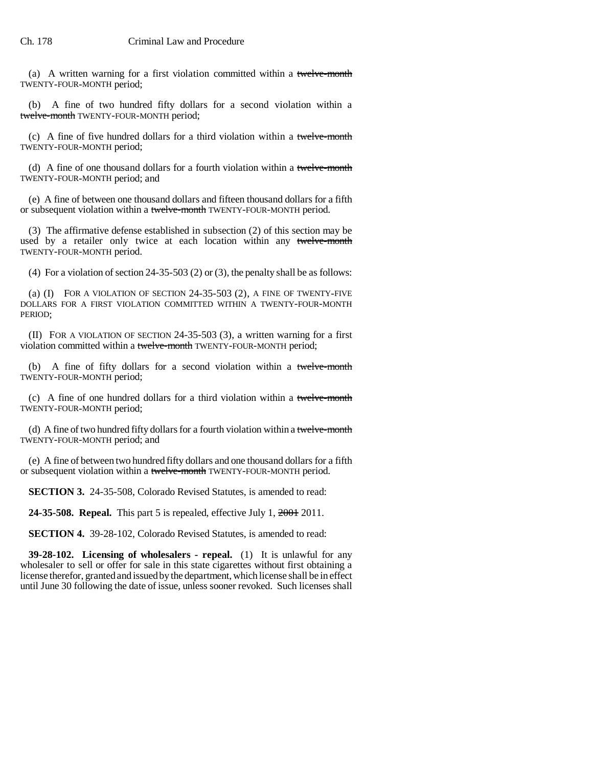(a) A written warning for a first violation committed within a ~~twelve-month~~ TWENTY-FOUR-MONTH period;

(b) A fine of two hundred fifty dollars for a second violation within a ~~twelve-month~~ TWENTY-FOUR-MONTH period;

(c) A fine of five hundred dollars for a third violation within a ~~twelve-month~~ TWENTY-FOUR-MONTH period;

(d) A fine of one thousand dollars for a fourth violation within a ~~twelve-month~~ TWENTY-FOUR-MONTH period; and

(e) A fine of between one thousand dollars and fifteen thousand dollars for a fifth or subsequent violation within a ~~twelve-month~~ TWENTY-FOUR-MONTH period.

(3) The affirmative defense established in subsection (2) of this section may be used by a retailer only twice at each location within any ~~twelve-month~~ TWENTY-FOUR-MONTH period.

(4) For a violation of section 24-35-503 (2) or (3), the penalty shall be as follows:

(a) (I) FOR A VIOLATION OF SECTION 24-35-503 (2), A FINE OF TWENTY-FIVE DOLLARS FOR A FIRST VIOLATION COMMITTED WITHIN A TWENTY-FOUR-MONTH PERIOD;

(II) FOR A VIOLATION OF SECTION 24-35-503 (3), a written warning for a first violation committed within a ~~twelve-month~~ TWENTY-FOUR-MONTH period;

(b) A fine of fifty dollars for a second violation within a ~~twelve-month~~ TWENTY-FOUR-MONTH period;

(c) A fine of one hundred dollars for a third violation within a ~~twelve-month~~ TWENTY-FOUR-MONTH period;

(d) A fine of two hundred fifty dollars for a fourth violation within a ~~twelve-month~~ TWENTY-FOUR-MONTH period; and

(e) A fine of between two hundred fifty dollars and one thousand dollars for a fifth or subsequent violation within a ~~twelve-month~~ TWENTY-FOUR-MONTH period.

**SECTION 3.** 24-35-508, Colorado Revised Statutes, is amended to read:

**24-35-508. Repeal.** This part 5 is repealed, effective July 1, ~~2001~~ 2011.

**SECTION 4.** 39-28-102, Colorado Revised Statutes, is amended to read:

**39-28-102. Licensing of wholesalers - repeal.** (1) It is unlawful for any wholesaler to sell or offer for sale in this state cigarettes without first obtaining a license therefor, granted and issued by the department, which license shall be in effect until June 30 following the date of issue, unless sooner revoked. Such licenses shall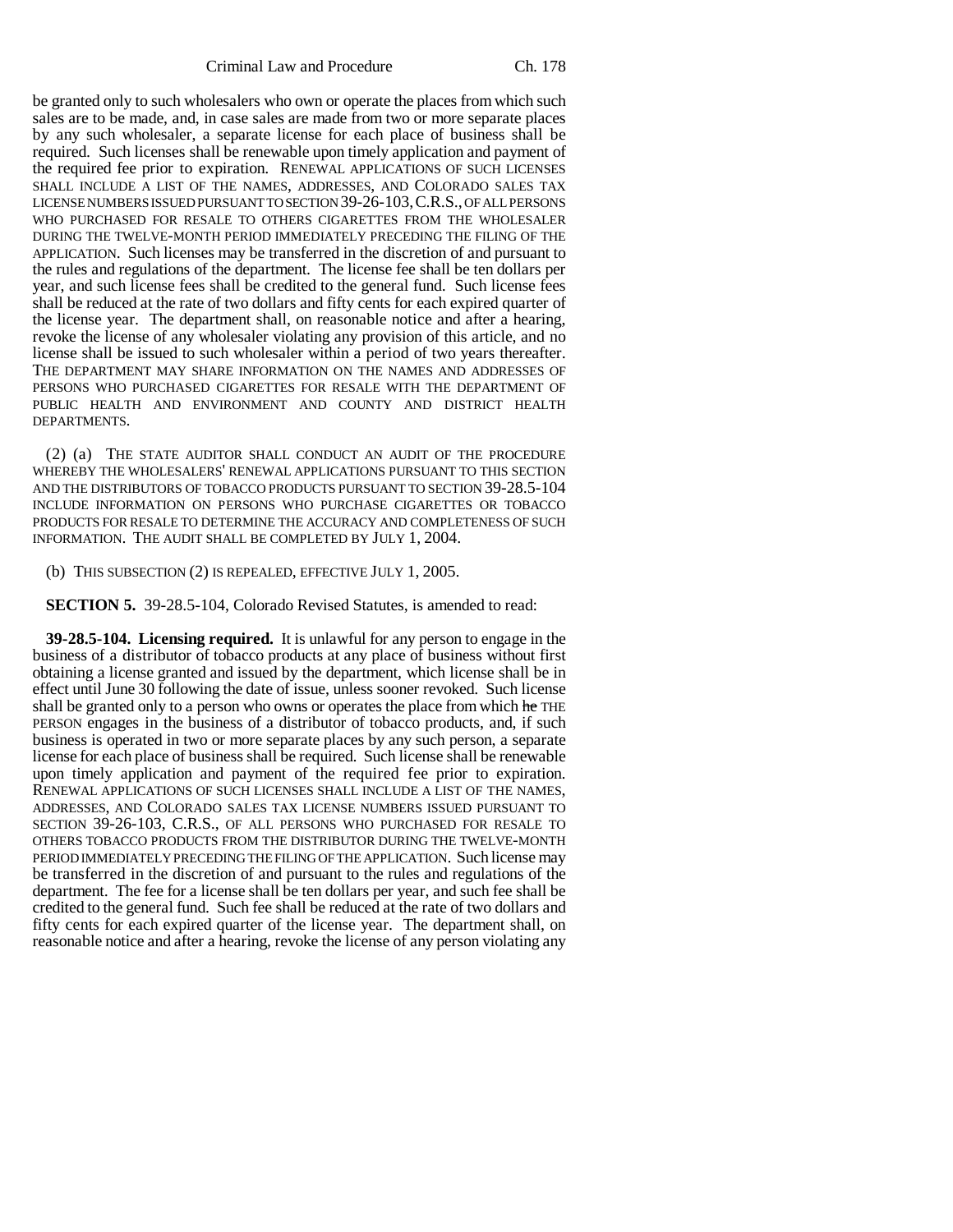be granted only to such wholesalers who own or operate the places from which such sales are to be made, and, in case sales are made from two or more separate places by any such wholesaler, a separate license for each place of business shall be required. Such licenses shall be renewable upon timely application and payment of the required fee prior to expiration. RENEWAL APPLICATIONS OF SUCH LICENSES SHALL INCLUDE A LIST OF THE NAMES, ADDRESSES, AND COLORADO SALES TAX LICENSE NUMBERS ISSUED PURSUANT TO SECTION 39-26-103, C.R.S., OF ALL PERSONS WHO PURCHASED FOR RESALE TO OTHERS CIGARETTES FROM THE WHOLESALER DURING THE TWELVE-MONTH PERIOD IMMEDIATELY PRECEDING THE FILING OF THE APPLICATION. Such licenses may be transferred in the discretion of and pursuant to the rules and regulations of the department. The license fee shall be ten dollars per year, and such license fees shall be credited to the general fund. Such license fees shall be reduced at the rate of two dollars and fifty cents for each expired quarter of the license year. The department shall, on reasonable notice and after a hearing, revoke the license of any wholesaler violating any provision of this article, and no license shall be issued to such wholesaler within a period of two years thereafter. THE DEPARTMENT MAY SHARE INFORMATION ON THE NAMES AND ADDRESSES OF PERSONS WHO PURCHASED CIGARETTES FOR RESALE WITH THE DEPARTMENT OF PUBLIC HEALTH AND ENVIRONMENT AND COUNTY AND DISTRICT HEALTH DEPARTMENTS.

(2) (a) THE STATE AUDITOR SHALL CONDUCT AN AUDIT OF THE PROCEDURE WHEREBY THE WHOLESALERS' RENEWAL APPLICATIONS PURSUANT TO THIS SECTION AND THE DISTRIBUTORS OF TOBACCO PRODUCTS PURSUANT TO SECTION 39-28.5-104 INCLUDE INFORMATION ON PERSONS WHO PURCHASE CIGARETTES OR TOBACCO PRODUCTS FOR RESALE TO DETERMINE THE ACCURACY AND COMPLETENESS OF SUCH INFORMATION. THE AUDIT SHALL BE COMPLETED BY JULY 1, 2004.

(b) THIS SUBSECTION (2) IS REPEALED, EFFECTIVE JULY 1, 2005.

**SECTION 5.** 39-28.5-104, Colorado Revised Statutes, is amended to read:

**39-28.5-104. Licensing required.** It is unlawful for any person to engage in the business of a distributor of tobacco products at any place of business without first obtaining a license granted and issued by the department, which license shall be in effect until June 30 following the date of issue, unless sooner revoked. Such license shall be granted only to a person who owns or operates the place from which he THE PERSON engages in the business of a distributor of tobacco products, and, if such business is operated in two or more separate places by any such person, a separate license for each place of business shall be required. Such license shall be renewable upon timely application and payment of the required fee prior to expiration. RENEWAL APPLICATIONS OF SUCH LICENSES SHALL INCLUDE A LIST OF THE NAMES, ADDRESSES, AND COLORADO SALES TAX LICENSE NUMBERS ISSUED PURSUANT TO SECTION 39-26-103, C.R.S., OF ALL PERSONS WHO PURCHASED FOR RESALE TO OTHERS TOBACCO PRODUCTS FROM THE DISTRIBUTOR DURING THE TWELVE-MONTH PERIOD IMMEDIATELY PRECEDING THE FILING OF THE APPLICATION. Such license may be transferred in the discretion of and pursuant to the rules and regulations of the department. The fee for a license shall be ten dollars per year, and such fee shall be credited to the general fund. Such fee shall be reduced at the rate of two dollars and fifty cents for each expired quarter of the license year. The department shall, on reasonable notice and after a hearing, revoke the license of any person violating any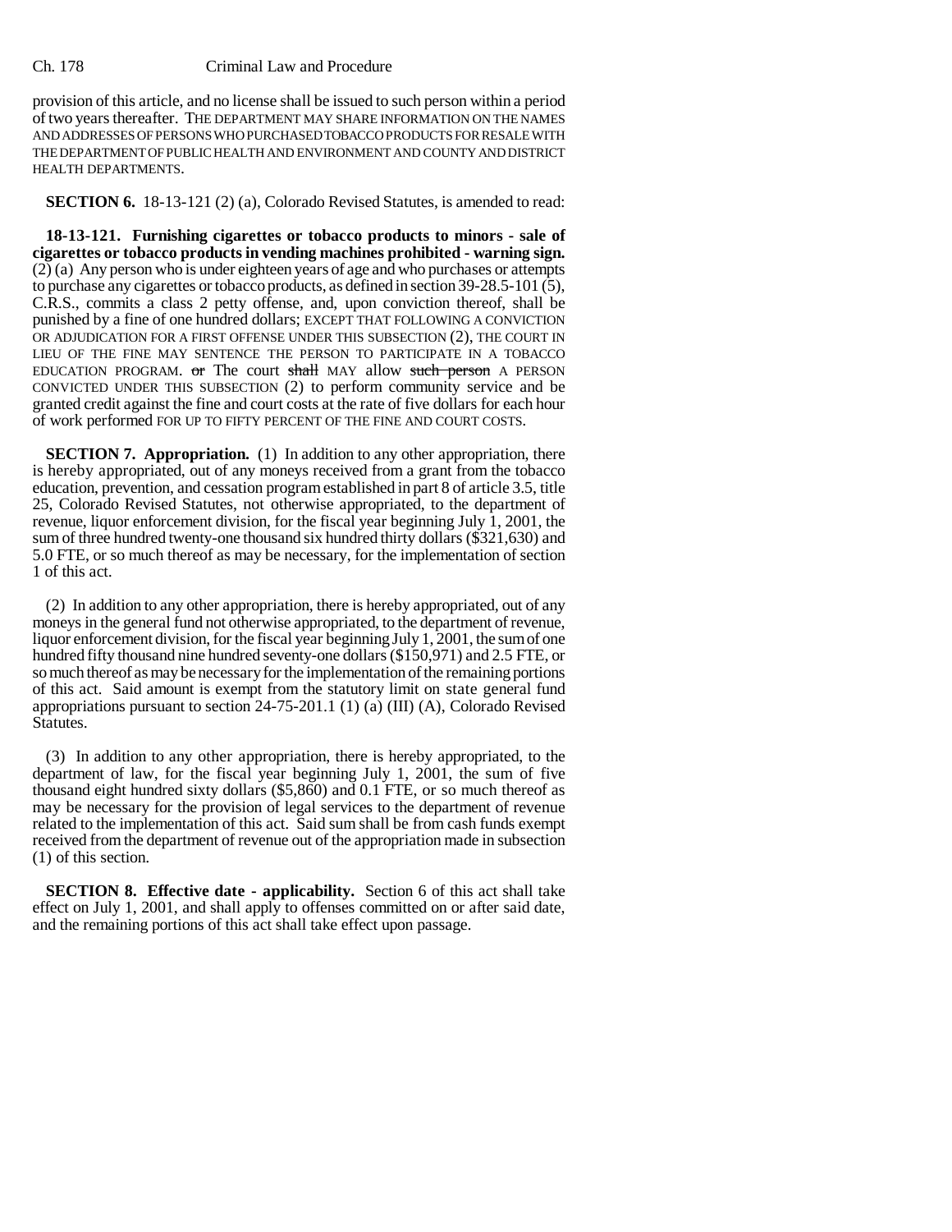provision of this article, and no license shall be issued to such person within a period of two years thereafter. THE DEPARTMENT MAY SHARE INFORMATION ON THE NAMES AND ADDRESSES OF PERSONS WHO PURCHASED TOBACCO PRODUCTS FOR RESALE WITH THE DEPARTMENT OF PUBLIC HEALTH AND ENVIRONMENT AND COUNTY AND DISTRICT HEALTH DEPARTMENTS.

**SECTION 6.** 18-13-121 (2) (a), Colorado Revised Statutes, is amended to read:

**18-13-121. Furnishing cigarettes or tobacco products to minors - sale of cigarettes or tobacco products in vending machines prohibited - warning sign.** (2) (a) Any person who is under eighteen years of age and who purchases or attempts to purchase any cigarettes or tobacco products, as defined in section 39-28.5-101 (5), C.R.S., commits a class 2 petty offense, and, upon conviction thereof, shall be punished by a fine of one hundred dollars; EXCEPT THAT FOLLOWING A CONVICTION OR ADJUDICATION FOR A FIRST OFFENSE UNDER THIS SUBSECTION (2), THE COURT IN LIEU OF THE FINE MAY SENTENCE THE PERSON TO PARTICIPATE IN A TOBACCO EDUCATION PROGRAM. ~~or~~ The court ~~shall~~ MAY allow ~~such person~~ A PERSON CONVICTED UNDER THIS SUBSECTION (2) to perform community service and be granted credit against the fine and court costs at the rate of five dollars for each hour of work performed FOR UP TO FIFTY PERCENT OF THE FINE AND COURT COSTS.

**SECTION 7. Appropriation.** (1) In addition to any other appropriation, there is hereby appropriated, out of any moneys received from a grant from the tobacco education, prevention, and cessation program established in part 8 of article 3.5, title 25, Colorado Revised Statutes, not otherwise appropriated, to the department of revenue, liquor enforcement division, for the fiscal year beginning July 1, 2001, the sum of three hundred twenty-one thousand six hundred thirty dollars ($321,630) and 5.0 FTE, or so much thereof as may be necessary, for the implementation of section 1 of this act.

(2) In addition to any other appropriation, there is hereby appropriated, out of any moneys in the general fund not otherwise appropriated, to the department of revenue, liquor enforcement division, for the fiscal year beginning July 1, 2001, the sum of one hundred fifty thousand nine hundred seventy-one dollars ($150,971) and 2.5 FTE, or so much thereof as may be necessary for the implementation of the remaining portions of this act. Said amount is exempt from the statutory limit on state general fund appropriations pursuant to section 24-75-201.1 (1) (a) (III) (A), Colorado Revised Statutes.

(3) In addition to any other appropriation, there is hereby appropriated, to the department of law, for the fiscal year beginning July 1, 2001, the sum of five thousand eight hundred sixty dollars ($5,860) and 0.1 FTE, or so much thereof as may be necessary for the provision of legal services to the department of revenue related to the implementation of this act. Said sum shall be from cash funds exempt received from the department of revenue out of the appropriation made in subsection (1) of this section.

**SECTION 8. Effective date - applicability.** Section 6 of this act shall take effect on July 1, 2001, and shall apply to offenses committed on or after said date, and the remaining portions of this act shall take effect upon passage.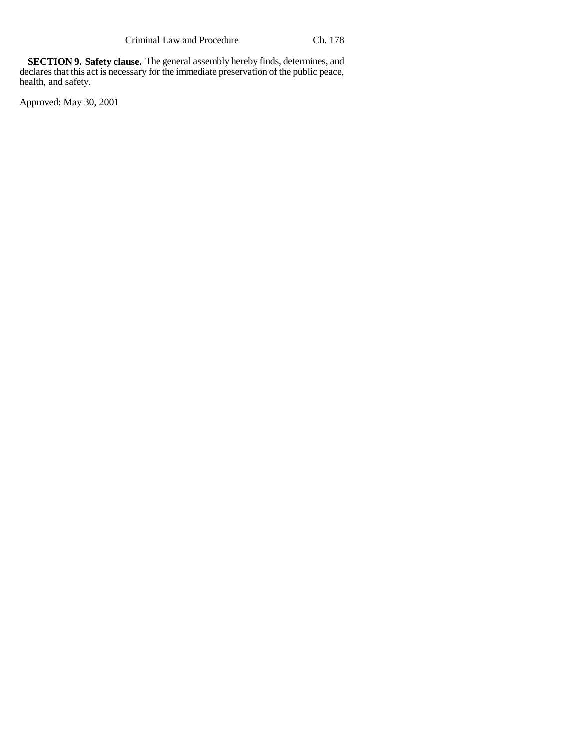**SECTION 9. Safety clause.** The general assembly hereby finds, determines, and declares that this act is necessary for the immediate preservation of the public peace, health, and safety.

Approved: May 30, 2001